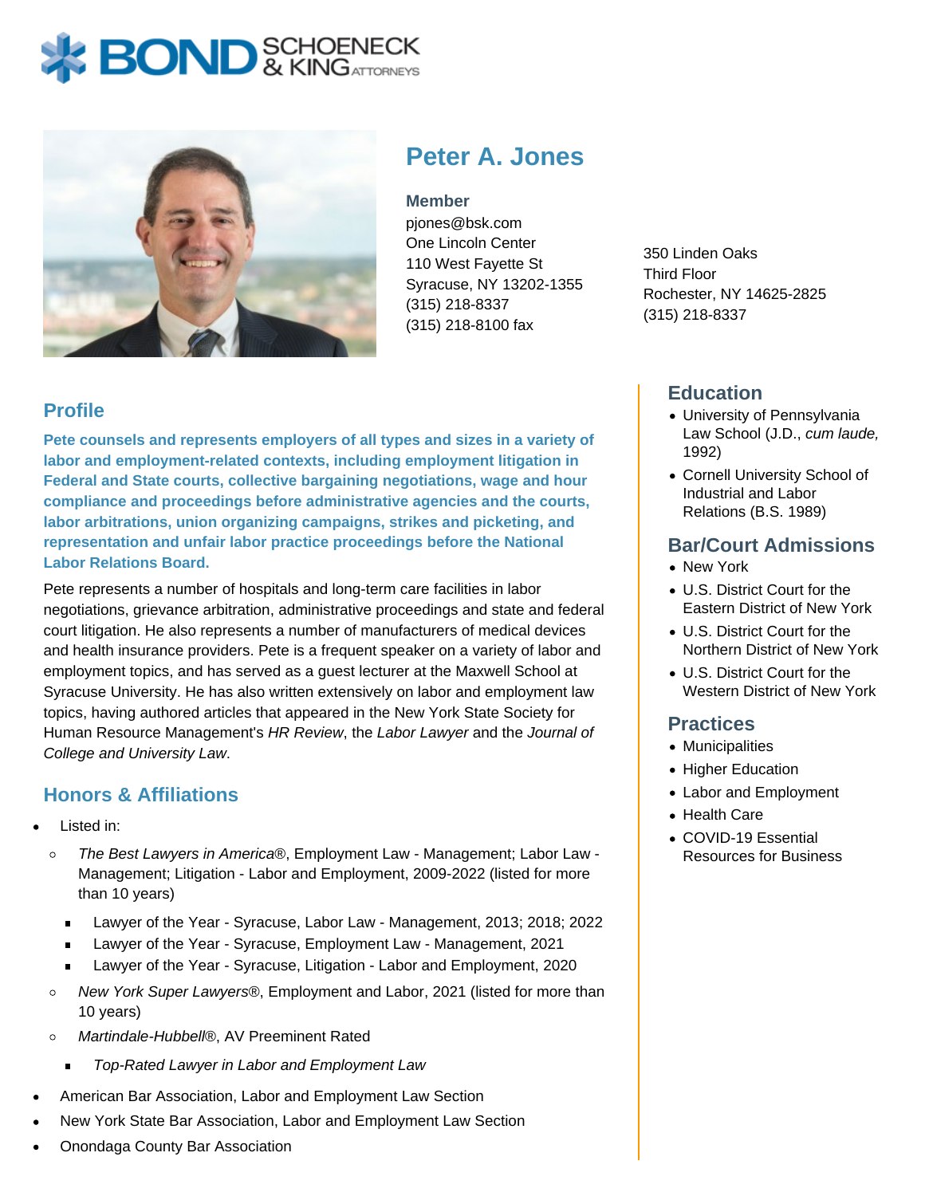# Peter A. Jones

**Member**
pjones@bsk.com
One Lincoln Center
110 West Fayette St
Syracuse, NY 13202-1355
(315) 218-8337
(315) 218-8100 fax

350 Linden Oaks
Third Floor
Rochester, NY 14625-2825
(315) 218-8337

## Profile

**Pete counsels and represents employers of all types and sizes in a variety of labor and employment-related contexts, including employment litigation in Federal and State courts, collective bargaining negotiations, wage and hour compliance and proceedings before administrative agencies and the courts, labor arbitrations, union organizing campaigns, strikes and picketing, and representation and unfair labor practice proceedings before the National Labor Relations Board.**

Pete represents a number of hospitals and long-term care facilities in labor negotiations, grievance arbitration, administrative proceedings and state and federal court litigation. He also represents a number of manufacturers of medical devices and health insurance providers. Pete is a frequent speaker on a variety of labor and employment topics, and has served as a guest lecturer at the Maxwell School at Syracuse University. He has also written extensively on labor and employment law topics, having authored articles that appeared in the New York State Society for Human Resource Management's *HR Review*, the *Labor Lawyer* and the *Journal of College and University Law*.

## Honors & Affiliations

- Listed in:
  - *The Best Lawyers in America*®, Employment Law - Management; Labor Law - Management; Litigation - Labor and Employment, 2009-2022 (listed for more than 10 years)
    - Lawyer of the Year - Syracuse, Labor Law - Management, 2013; 2018; 2022
    - Lawyer of the Year - Syracuse, Employment Law - Management, 2021
    - Lawyer of the Year - Syracuse, Litigation - Labor and Employment, 2020
  - *New York Super Lawyers*®, Employment and Labor, 2021 (listed for more than 10 years)
  - *Martindale-Hubbell*®, AV Preeminent Rated
    - *Top-Rated Lawyer in Labor and Employment Law*
- American Bar Association, Labor and Employment Law Section
- New York State Bar Association, Labor and Employment Law Section
- Onondaga County Bar Association

## Education

- University of Pennsylvania Law School (J.D., *cum laude,* 1992)
- Cornell University School of Industrial and Labor Relations (B.S. 1989)

## Bar/Court Admissions

- New York
- U.S. District Court for the Eastern District of New York
- U.S. District Court for the Northern District of New York
- U.S. District Court for the Western District of New York

## Practices

- Municipalities
- Higher Education
- Labor and Employment
- Health Care
- COVID-19 Essential Resources for Business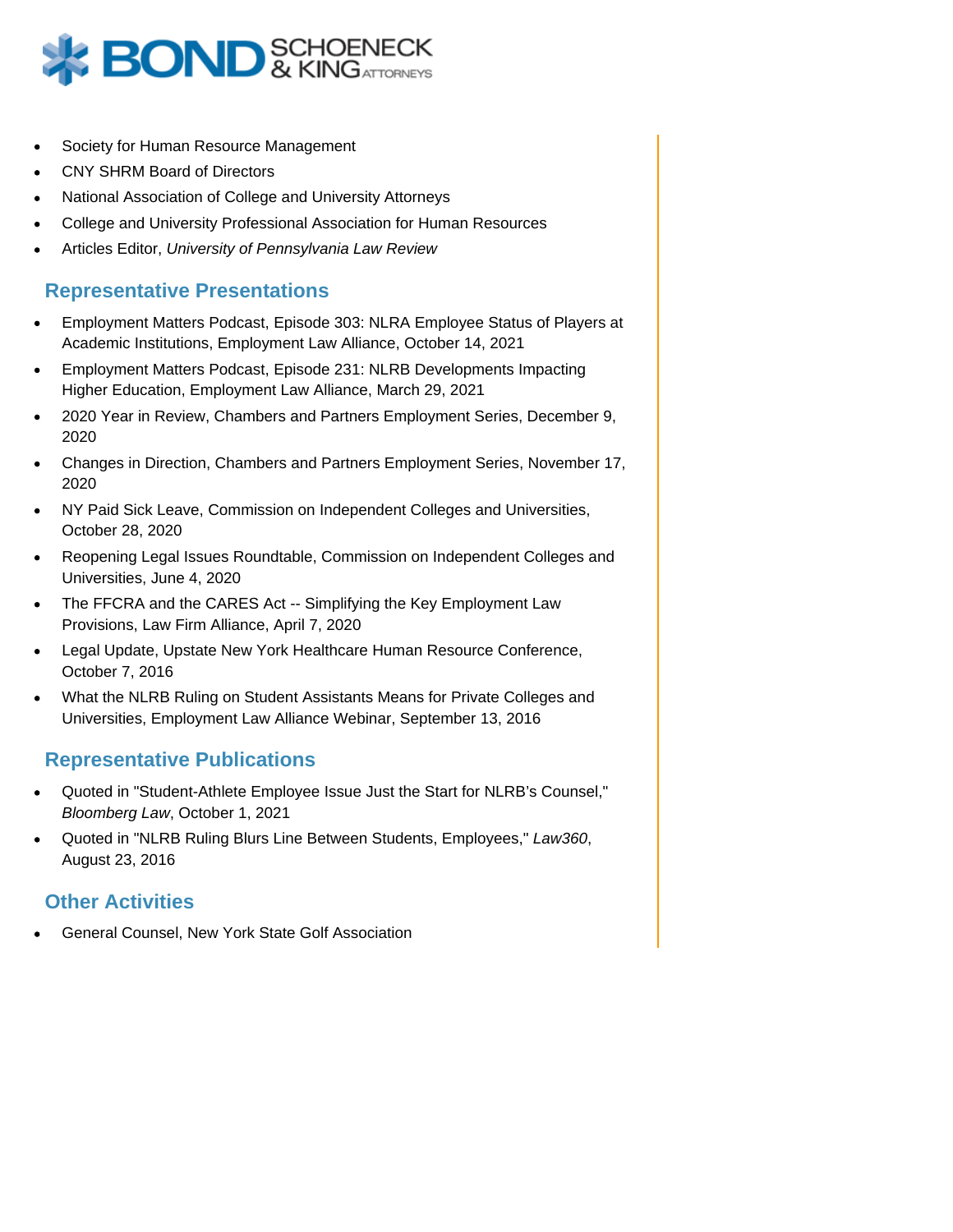- Society for Human Resource Management
- CNY SHRM Board of Directors
- National Association of College and University Attorneys
- College and University Professional Association for Human Resources
- Articles Editor, *University of Pennsylvania Law Review*

## Representative Presentations

- Employment Matters Podcast, Episode 303: NLRA Employee Status of Players at Academic Institutions, Employment Law Alliance, October 14, 2021
- Employment Matters Podcast, Episode 231: NLRB Developments Impacting Higher Education, Employment Law Alliance, March 29, 2021
- 2020 Year in Review, Chambers and Partners Employment Series, December 9, 2020
- Changes in Direction, Chambers and Partners Employment Series, November 17, 2020
- NY Paid Sick Leave, Commission on Independent Colleges and Universities, October 28, 2020
- Reopening Legal Issues Roundtable, Commission on Independent Colleges and Universities, June 4, 2020
- The FFCRA and the CARES Act -- Simplifying the Key Employment Law Provisions, Law Firm Alliance, April 7, 2020
- Legal Update, Upstate New York Healthcare Human Resource Conference, October 7, 2016
- What the NLRB Ruling on Student Assistants Means for Private Colleges and Universities, Employment Law Alliance Webinar, September 13, 2016

## Representative Publications

- Quoted in "Student-Athlete Employee Issue Just the Start for NLRB's Counsel," *Bloomberg Law*, October 1, 2021
- Quoted in "NLRB Ruling Blurs Line Between Students, Employees," *Law360*, August 23, 2016

## Other Activities

- General Counsel, New York State Golf Association